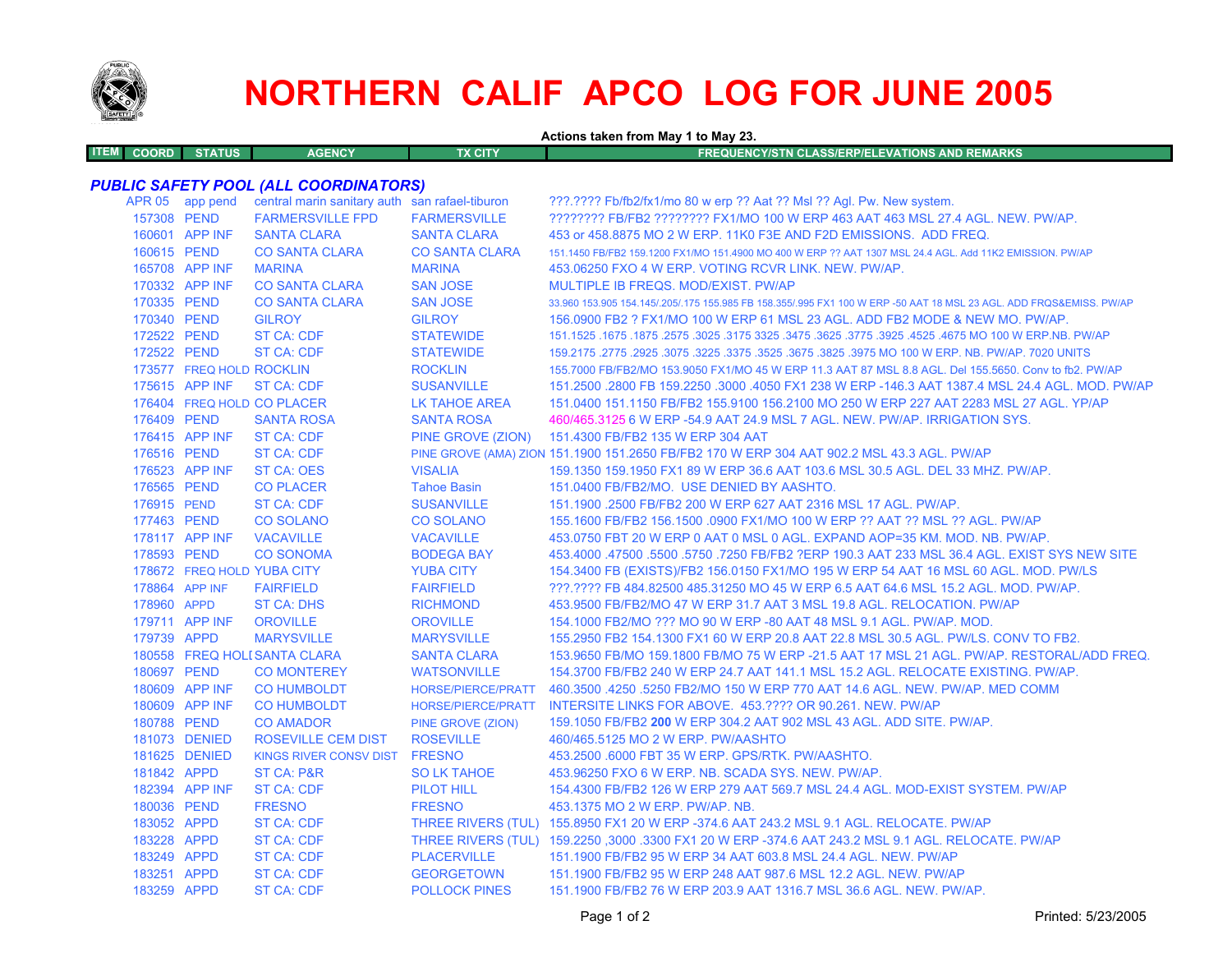# NORTHERN CALIF APCO LOG FOR JUNE 2005

**Actions taken from May 1 to May 23.**

| ITEM | COORD | STATUS | AGENCY | TX CITY | FREQUENCY/STN CLASS/ERP/ELEVATIONS AND REMARKS |
|---|---|---|---|---|---|

## *PUBLIC SAFETY POOL (ALL COORDINATORS)*

| ITEM | COORD | STATUS | AGENCY | TX CITY | FREQUENCY/STN CLASS/ERP/ELEVATIONS AND REMARKS |
|---|---|---|---|---|---|
| | APR 05 | app pend | central marin sanitary auth | san rafael-tiburon | ???.???? Fb/fb2/fx1/mo 80 w erp ?? Aat ?? Msl ?? Agl. Pw. New system. |
| | 157308 | PEND | FARMERSVILLE FPD | FARMERSVILLE | ???????? FB/FB2 ???????? FX1/MO 100 W ERP 463 AAT 463 MSL 27.4 AGL. NEW. PW/AP. |
| | 160601 | APP INF | SANTA CLARA | SANTA CLARA | 453 or 458.8875 MO 2 W ERP. 11K0 F3E AND F2D EMISSIONS. ADD FREQ. |
| | 160615 | PEND | CO SANTA CLARA | CO SANTA CLARA | 151.1450 FB/FB2 159.1200 FX1/MO 151.4900 MO 400 W ERP ?? AAT 1307 MSL 24.4 AGL. Add 11K2 EMISSION. PW/AP |
| | 165708 | APP INF | MARINA | MARINA | 453.06250 FXO 4 W ERP. VOTING RCVR LINK. NEW. PW/AP. |
| | 170332 | APP INF | CO SANTA CLARA | SAN JOSE | MULTIPLE IB FREQS. MOD/EXIST. PW/AP |
| | 170335 | PEND | CO SANTA CLARA | SAN JOSE | 33.960 153.905 154.145/.205/.175 155.985 FB 158.355/.995 FX1 100 W ERP -50 AAT 18 MSL 23 AGL. ADD FRQS&EMISS. PW/AP |
| | 170340 | PEND | GILROY | GILROY | 156.0900 FB2 ? FX1/MO 100 W ERP 61 MSL 23 AGL. ADD FB2 MODE & NEW MO. PW/AP. |
| | 172522 | PEND | ST CA: CDF | STATEWIDE | 151.1525 .1675 .1875 .2575 .3025 .3175 3325 .3475 .3625 .3775 .3925 .4525 .4675 MO 100 W ERP.NB. PW/AP |
| | 172522 | PEND | ST CA: CDF | STATEWIDE | 159.2175 .2775 .2925 .3075 .3225 .3375 .3525 .3675 .3825 .3975 MO 100 W ERP. NB. PW/AP. 7020 UNITS |
| | 173577 | FREQ HOLD | ROCKLIN | ROCKLIN | 155.7000 FB/FB2/MO 153.9050 FX1/MO 45 W ERP 11.3 AAT 87 MSL 8.8 AGL. Del 155.5650. Conv to fb2. PW/AP |
| | 175615 | APP INF | ST CA: CDF | SUSANVILLE | 151.2500 .2800 FB 159.2250 .3000 .4050 FX1 238 W ERP -146.3 AAT 1387.4 MSL 24.4 AGL. MOD. PW/AP |
| | 176404 | FREQ HOLD | CO PLACER | LK TAHOE AREA | 151.0400 151.1150 FB/FB2 155.9100 156.2100 MO 250 W ERP 227 AAT 2283 MSL 27 AGL. YP/AP |
| | 176409 | PEND | SANTA ROSA | SANTA ROSA | 460/465.3125 6 W ERP -54.9 AAT 24.9 MSL 7 AGL. NEW. PW/AP. IRRIGATION SYS. |
| | 176415 | APP INF | ST CA: CDF | PINE GROVE (ZION) | 151.4300 FB/FB2 135 W ERP 304 AAT |
| | 176516 | PEND | ST CA: CDF | PINE GROVE (AMA) ZION | 151.1900 151.2650 FB/FB2 170 W ERP 304 AAT 902.2 MSL 43.3 AGL. PW/AP |
| | 176523 | APP INF | ST CA: OES | VISALIA | 159.1350 159.1950 FX1 89 W ERP 36.6 AAT 103.6 MSL 30.5 AGL. DEL 33 MHZ. PW/AP. |
| | 176565 | PEND | CO PLACER | Tahoe Basin | 151.0400 FB/FB2/MO. USE DENIED BY AASHTO. |
| | 176915 | PEND | ST CA: CDF | SUSANVILLE | 151.1900 .2500 FB/FB2 200 W ERP 627 AAT 2316 MSL 17 AGL. PW/AP. |
| | 177463 | PEND | CO SOLANO | CO SOLANO | 155.1600 FB/FB2 156.1500 .0900 FX1/MO 100 W ERP ?? AAT ?? MSL ?? AGL. PW/AP |
| | 178117 | APP INF | VACAVILLE | VACAVILLE | 453.0750 FBT 20 W ERP 0 AAT 0 MSL 0 AGL. EXPAND AOP=35 KM. MOD. NB. PW/AP. |
| | 178593 | PEND | CO SONOMA | BODEGA BAY | 453.4000 .47500 .5500 .5750 .7250 FB/FB2 ?ERP 190.3 AAT 233 MSL 36.4 AGL. EXIST SYS NEW SITE |
| | 178672 | FREQ HOLD | YUBA CITY | YUBA CITY | 154.3400 FB (EXISTS)/FB2 156.0150 FX1/MO 195 W ERP 54 AAT 16 MSL 60 AGL. MOD. PW/LS |
| | 178864 | APP INF | FAIRFIELD | FAIRFIELD | ???.???? FB 484.82500 485.31250 MO 45 W ERP 6.5 AAT 64.6 MSL 15.2 AGL. MOD. PW/AP. |
| | 178960 | APPD | ST CA: DHS | RICHMOND | 453.9500 FB/FB2/MO 47 W ERP 31.7 AAT 3 MSL 19.8 AGL. RELOCATION. PW/AP |
| | 179711 | APP INF | OROVILLE | OROVILLE | 154.1000 FB2/MO ??? MO 90 W ERP -80 AAT 48 MSL 9.1 AGL. PW/AP. MOD. |
| | 179739 | APPD | MARYSVILLE | MARYSVILLE | 155.2950 FB2 154.1300 FX1 60 W ERP 20.8 AAT 22.8 MSL 30.5 AGL. PW/LS. CONV TO FB2. |
| | 180558 | FREQ HOLD | SANTA CLARA | SANTA CLARA | 153.9650 FB/MO 159.1800 FB/MO 75 W ERP -21.5 AAT 17 MSL 21 AGL. PW/AP. RESTORAL/ADD FREQ. |
| | 180697 | PEND | CO MONTEREY | WATSONVILLE | 154.3700 FB/FB2 240 W ERP 24.7 AAT 141.1 MSL 15.2 AGL. RELOCATE EXISTING. PW/AP. |
| | 180609 | APP INF | CO HUMBOLDT | HORSE/PIERCE/PRATT | 460.3500 .4250 .5250 FB2/MO 150 W ERP 770 AAT 14.6 AGL. NEW. PW/AP. MED COMM |
| | 180609 | APP INF | CO HUMBOLDT | HORSE/PIERCE/PRATT | INTERSITE LINKS FOR ABOVE. 453.???? OR 90.261. NEW. PW/AP |
| | 180788 | PEND | CO AMADOR | PINE GROVE (ZION) | 159.1050 FB/FB2 **200** W ERP 304.2 AAT 902 MSL 43 AGL. ADD SITE. PW/AP. |
| | 181073 | DENIED | ROSEVILLE CEM DIST | ROSEVILLE | 460/465.5125 MO 2 W ERP. PW/AASHTO |
| | 181625 | DENIED | KINGS RIVER CONSV DIST | FRESNO | 453.2500 .6000 FBT 35 W ERP. GPS/RTK. PW/AASHTO. |
| | 181842 | APPD | ST CA: P&R | SO LK TAHOE | 453.96250 FXO 6 W ERP. NB. SCADA SYS. NEW. PW/AP. |
| | 182394 | APP INF | ST CA: CDF | PILOT HILL | 154.4300 FB/FB2 126 W ERP 279 AAT 569.7 MSL 24.4 AGL. MOD-EXIST SYSTEM. PW/AP |
| | 180036 | PEND | FRESNO | FRESNO | 453.1375 MO 2 W ERP. PW/AP. NB. |
| | 183052 | APPD | ST CA: CDF | THREE RIVERS (TUL) | 155.8950 FX1 20 W ERP -374.6 AAT 243.2 MSL 9.1 AGL. RELOCATE. PW/AP |
| | 183228 | APPD | ST CA: CDF | THREE RIVERS (TUL) | 159.2250 ,3000 .3300 FX1 20 W ERP -374.6 AAT 243.2 MSL 9.1 AGL. RELOCATE. PW/AP |
| | 183249 | APPD | ST CA: CDF | PLACERVILLE | 151.1900 FB/FB2 95 W ERP 34 AAT 603.8 MSL 24.4 AGL. NEW. PW/AP |
| | 183251 | APPD | ST CA: CDF | GEORGETOWN | 151.1900 FB/FB2 95 W ERP 248 AAT 987.6 MSL 12.2 AGL. NEW. PW/AP |
| | 183259 | APPD | ST CA: CDF | POLLOCK PINES | 151.1900 FB/FB2 76 W ERP 203.9 AAT 1316.7 MSL 36.6 AGL. NEW. PW/AP. |

Printed: 5/23/2005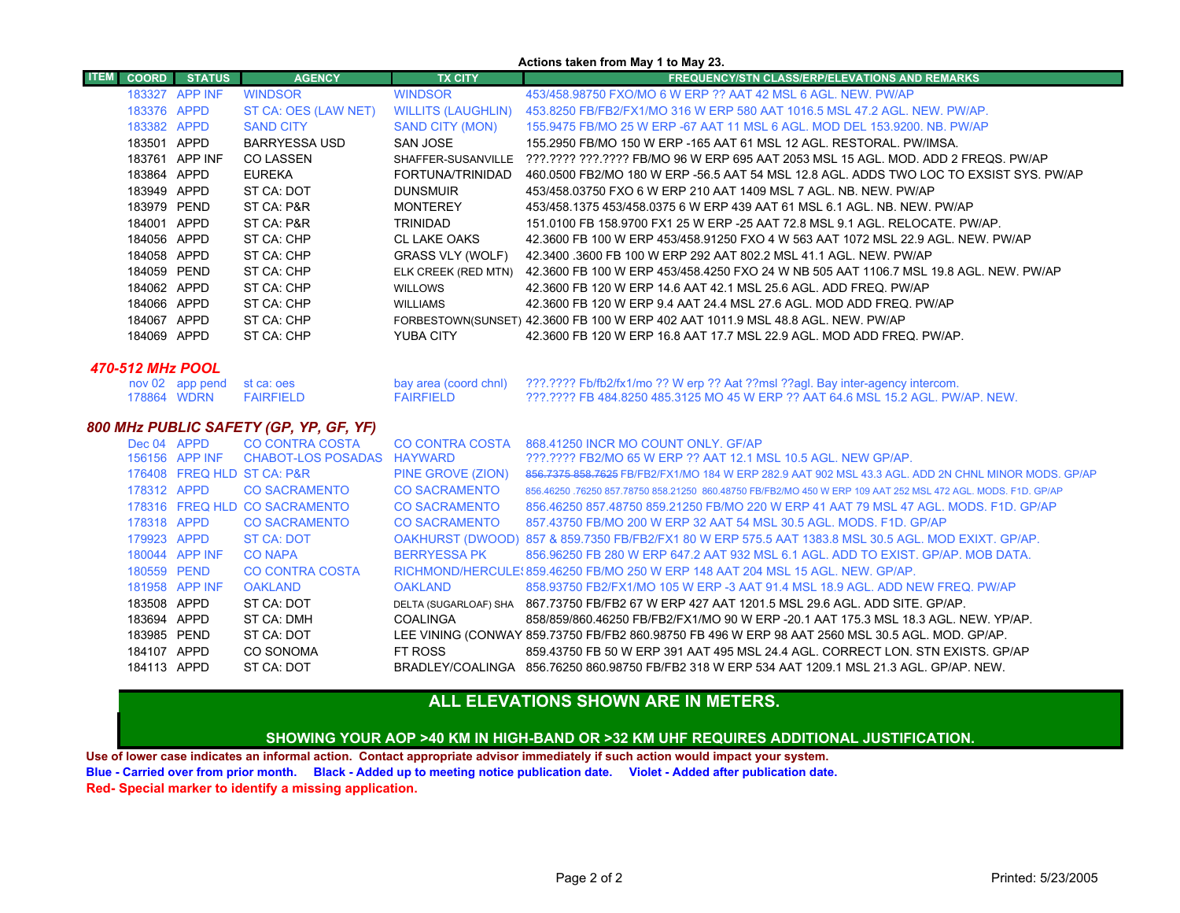**Actions taken from May 1 to May 23.**

| ITEM | COORD | STATUS | AGENCY | TX CITY | FREQUENCY/STN CLASS/ERP/ELEVATIONS AND REMARKS |
|---|---|---|---|---|---|
| | 183327 | APP INF | WINDSOR | WINDSOR | 453/458.98750 FXO/MO 6 W ERP ?? AAT 42 MSL 6 AGL. NEW. PW/AP |
| | 183376 | APPD | ST CA: OES (LAW NET) | WILLITS (LAUGHLIN) | 453.8250 FB/FB2/FX1/MO 316 W ERP 580 AAT 1016.5 MSL 47.2 AGL. NEW. PW/AP. |
| | 183382 | APPD | SAND CITY | SAND CITY (MON) | 155.9475 FB/MO 25 W ERP -67 AAT 11 MSL 6 AGL. MOD DEL 153.9200. NB. PW/AP |
| | 183501 | APPD | BARRYESSA USD | SAN JOSE | 155.2950 FB/MO 150 W ERP -165 AAT 61 MSL 12 AGL. RESTORAL. PW/IMSA. |
| | 183761 | APP INF | CO LASSEN | SHAFFER-SUSANVILLE | ???.???? ???.???? FB/MO 96 W ERP 695 AAT 2053 MSL 15 AGL. MOD. ADD 2 FREQS. PW/AP |
| | 183864 | APPD | EUREKA | FORTUNA/TRINIDAD | 460.0500 FB2/MO 180 W ERP -56.5 AAT 54 MSL 12.8 AGL. ADDS TWO LOC TO EXSIST SYS. PW/AP |
| | 183949 | APPD | ST CA: DOT | DUNSMUIR | 453/458.03750 FXO 6 W ERP 210 AAT 1409 MSL 7 AGL. NB. NEW. PW/AP |
| | 183979 | PEND | ST CA: P&R | MONTEREY | 453/458.1375 453/458.0375 6 W ERP 439 AAT 61 MSL 6.1 AGL. NB. NEW. PW/AP |
| | 184001 | APPD | ST CA: P&R | TRINIDAD | 151.0100 FB 158.9700 FX1 25 W ERP -25 AAT 72.8 MSL 9.1 AGL. RELOCATE. PW/AP. |
| | 184056 | APPD | ST CA: CHP | CL LAKE OAKS | 42.3600 FB 100 W ERP 453/458.91250 FXO 4 W 563 AAT 1072 MSL 22.9 AGL. NEW. PW/AP |
| | 184058 | APPD | ST CA: CHP | GRASS VLY (WOLF) | 42.3400 .3600 FB 100 W ERP 292 AAT 802.2 MSL 41.1 AGL. NEW. PW/AP |
| | 184059 | PEND | ST CA: CHP | ELK CREEK (RED MTN) | 42.3600 FB 100 W ERP 453/458.4250 FXO 24 W NB 505 AAT 1106.7 MSL 19.8 AGL. NEW. PW/AP |
| | 184062 | APPD | ST CA: CHP | WILLOWS | 42.3600 FB 120 W ERP 14.6 AAT 42.1 MSL 25.6 AGL. ADD FREQ. PW/AP |
| | 184066 | APPD | ST CA: CHP | WILLIAMS | 42.3600 FB 120 W ERP 9.4 AAT 24.4 MSL 27.6 AGL. MOD ADD FREQ. PW/AP |
| | 184067 | APPD | ST CA: CHP | FORBESTOWN(SUNSET) | 42.3600 FB 100 W ERP 402 AAT 1011.9 MSL 48.8 AGL. NEW. PW/AP |
| | 184069 | APPD | ST CA: CHP | YUBA CITY | 42.3600 FB 120 W ERP 16.8 AAT 17.7 MSL 22.9 AGL. MOD ADD FREQ. PW/AP. |

### *470-512 MHz POOL*

| | | | | | |
|---|---|---|---|---|---|
| | nov 02 | app pend | st ca: oes | bay area (coord chnl) | ???.???? Fb/fb2/fx1/mo ?? W erp ?? Aat ??msl ??agl. Bay inter-agency intercom. |
| | 178864 | WDRN | FAIRFIELD | FAIRFIELD | ???.???? FB 484.8250 485.3125 MO 45 W ERP ?? AAT 64.6 MSL 15.2 AGL. PW/AP. NEW. |

### *800 MHz PUBLIC SAFETY (GP, YP, GF, YF)*

| | | | | | |
|---|---|---|---|---|---|
| | Dec 04 | APPD | CO CONTRA COSTA | CO CONTRA COSTA | 868.41250 INCR MO COUNT ONLY. GF/AP |
| | 156156 | APP INF | CHABOT-LOS POSADAS | HAYWARD | ???.???? FB2/MO 65 W ERP ?? AAT 12.1 MSL 10.5 AGL. NEW GP/AP. |
| | 176408 | FREQ HLD | ST CA: P&R | PINE GROVE (ZION) | ~~856.7375 858.7625~~ FB/FB2/FX1/MO 184 W ERP 282.9 AAT 902 MSL 43.3 AGL. ADD 2N CHNL MINOR MODS. GP/AP |
| | 178312 | APPD | CO SACRAMENTO | CO SACRAMENTO | 856.46250 .76250 857.78750 858.21250 860.48750 FB/FB2/MO 450 W ERP 109 AAT 252 MSL 472 AGL. MODS. F1D. GP/AP |
| | 178316 | FREQ HLD | CO SACRAMENTO | CO SACRAMENTO | 856.46250 857.48750 859.21250 FB/MO 220 W ERP 41 AAT 79 MSL 47 AGL. MODS. F1D. GP/AP |
| | 178318 | APPD | CO SACRAMENTO | CO SACRAMENTO | 857.43750 FB/MO 200 W ERP 32 AAT 54 MSL 30.5 AGL. MODS. F1D. GP/AP |
| | 179923 | APPD | ST CA: DOT | OAKHURST (DWOOD) | 857 & 859.7350 FB/FB2/FX1 80 W ERP 575.5 AAT 1383.8 MSL 30.5 AGL. MOD EXIXT. GP/AP. |
| | 180044 | APP INF | CO NAPA | BERRYESSA PK | 856.96250 FB 280 W ERP 647.2 AAT 932 MSL 6.1 AGL. ADD TO EXIST. GP/AP. MOB DATA. |
| | 180559 | PEND | CO CONTRA COSTA | RICHMOND/HERCULES | 859.46250 FB/MO 250 W ERP 148 AAT 204 MSL 15 AGL. NEW. GP/AP. |
| | 181958 | APP INF | OAKLAND | OAKLAND | 858.93750 FB2/FX1/MO 105 W ERP -3 AAT 91.4 MSL 18.9 AGL. ADD NEW FREQ. PW/AP |
| | 183508 | APPD | ST CA: DOT | DELTA (SUGARLOAF) SHA | 867.73750 FB/FB2 67 W ERP 427 AAT 1201.5 MSL 29.6 AGL. ADD SITE. GP/AP. |
| | 183694 | APPD | ST CA: DMH | COALINGA | 858/859/860.46250 FB/FB2/FX1/MO 90 W ERP -20.1 AAT 175.3 MSL 18.3 AGL. NEW. YP/AP. |
| | 183985 | PEND | ST CA: DOT | LEE VINING (CONWAY | 859.73750 FB/FB2 860.98750 FB 496 W ERP 98 AAT 2560 MSL 30.5 AGL. MOD. GP/AP. |
| | 184107 | APPD | CO SONOMA | FT ROSS | 859.43750 FB 50 W ERP 391 AAT 495 MSL 24.4 AGL. CORRECT LON. STN EXISTS. GP/AP |
| | 184113 | APPD | ST CA: DOT | BRADLEY/COALINGA | 856.76250 860.98750 FB/FB2 318 W ERP 534 AAT 1209.1 MSL 21.3 AGL. GP/AP. NEW. |

**ALL ELEVATIONS SHOWN ARE IN METERS.**

**SHOWING YOUR AOP >40 KM IN HIGH-BAND OR >32 KM UHF REQUIRES ADDITIONAL JUSTIFICATION.**

**Use of lower case indicates an informal action. Contact appropriate advisor immediately if such action would impact your system.**

**Blue - Carried over from prior month. Black - Added up to meeting notice publication date. Violet - Added after publication date.**

**Red- Special marker to identify a missing application.**

Printed: 5/23/2005